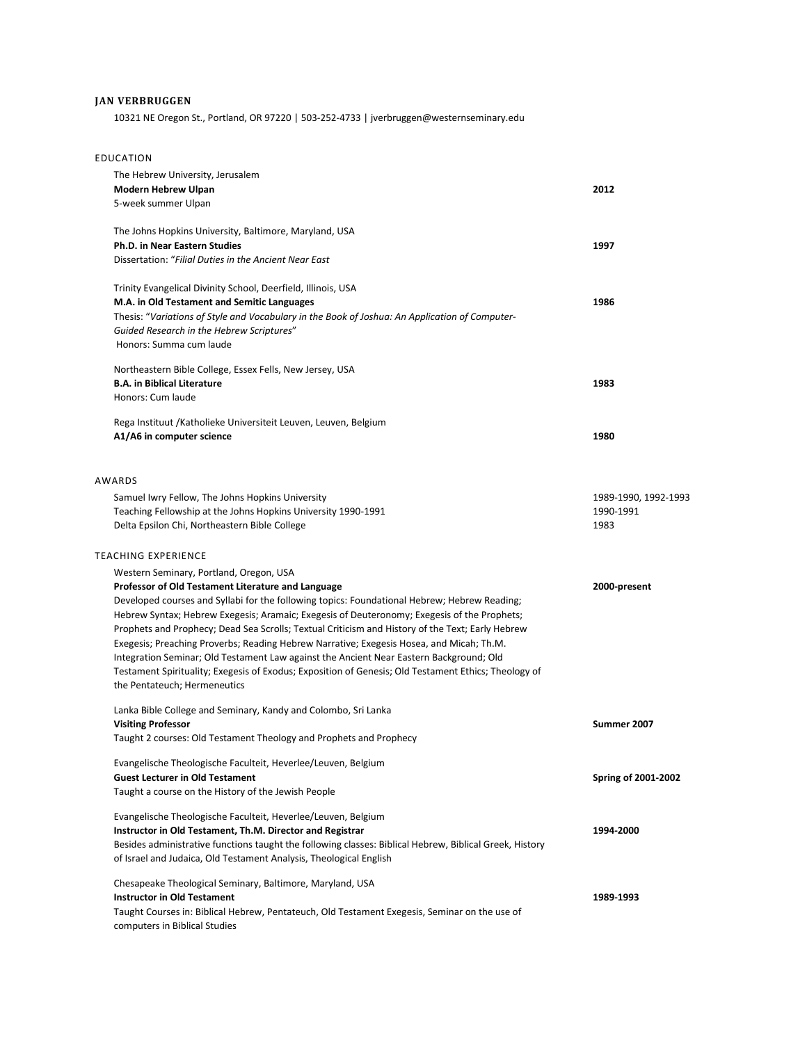# JAN VERBRUGGEN

10321 NE Oregon St., Portland, OR 97220 | 503-252-4733 | jverbruggen@westernseminary.edu

## EDUCATION

The Hebrew University, Jerusalem
**Modern Hebrew Ulpan** — **2012**
5-week summer Ulpan

The Johns Hopkins University, Baltimore, Maryland, USA
**Ph.D. in Near Eastern Studies** — **1997**
Dissertation: "*Filial Duties in the Ancient Near East*

Trinity Evangelical Divinity School, Deerfield, Illinois, USA
**M.A. in Old Testament and Semitic Languages** — **1986**
Thesis: "*Variations of Style and Vocabulary in the Book of Joshua: An Application of Computer-Guided Research in the Hebrew Scriptures*"
Honors: Summa cum laude

Northeastern Bible College, Essex Fells, New Jersey, USA
**B.A. in Biblical Literature** — **1983**
Honors: Cum laude

Rega Instituut /Katholieke Universiteit Leuven, Leuven, Belgium
**A1/A6 in computer science** — **1980**

## AWARDS

Samuel Iwry Fellow, The Johns Hopkins University — 1989-1990, 1992-1993
Teaching Fellowship at the Johns Hopkins University 1990-1991 — 1990-1991
Delta Epsilon Chi, Northeastern Bible College — 1983

## TEACHING EXPERIENCE

Western Seminary, Portland, Oregon, USA
**Professor of Old Testament Literature and Language** — **2000-present**
Developed courses and Syllabi for the following topics: Foundational Hebrew; Hebrew Reading; Hebrew Syntax; Hebrew Exegesis; Aramaic; Exegesis of Deuteronomy; Exegesis of the Prophets; Prophets and Prophecy; Dead Sea Scrolls; Textual Criticism and History of the Text; Early Hebrew Exegesis; Preaching Proverbs; Reading Hebrew Narrative; Exegesis Hosea, and Micah; Th.M. Integration Seminar; Old Testament Law against the Ancient Near Eastern Background; Old Testament Spirituality; Exegesis of Exodus; Exposition of Genesis; Old Testament Ethics; Theology of the Pentateuch; Hermeneutics

Lanka Bible College and Seminary, Kandy and Colombo, Sri Lanka
**Visiting Professor** — **Summer 2007**
Taught 2 courses: Old Testament Theology and Prophets and Prophecy

Evangelische Theologische Faculteit, Heverlee/Leuven, Belgium
**Guest Lecturer in Old Testament** — **Spring of 2001-2002**
Taught a course on the History of the Jewish People

Evangelische Theologische Faculteit, Heverlee/Leuven, Belgium
**Instructor in Old Testament, Th.M. Director and Registrar** — **1994-2000**
Besides administrative functions taught the following classes: Biblical Hebrew, Biblical Greek, History of Israel and Judaica, Old Testament Analysis, Theological English

Chesapeake Theological Seminary, Baltimore, Maryland, USA
**Instructor in Old Testament** — **1989-1993**
Taught Courses in: Biblical Hebrew, Pentateuch, Old Testament Exegesis, Seminar on the use of computers in Biblical Studies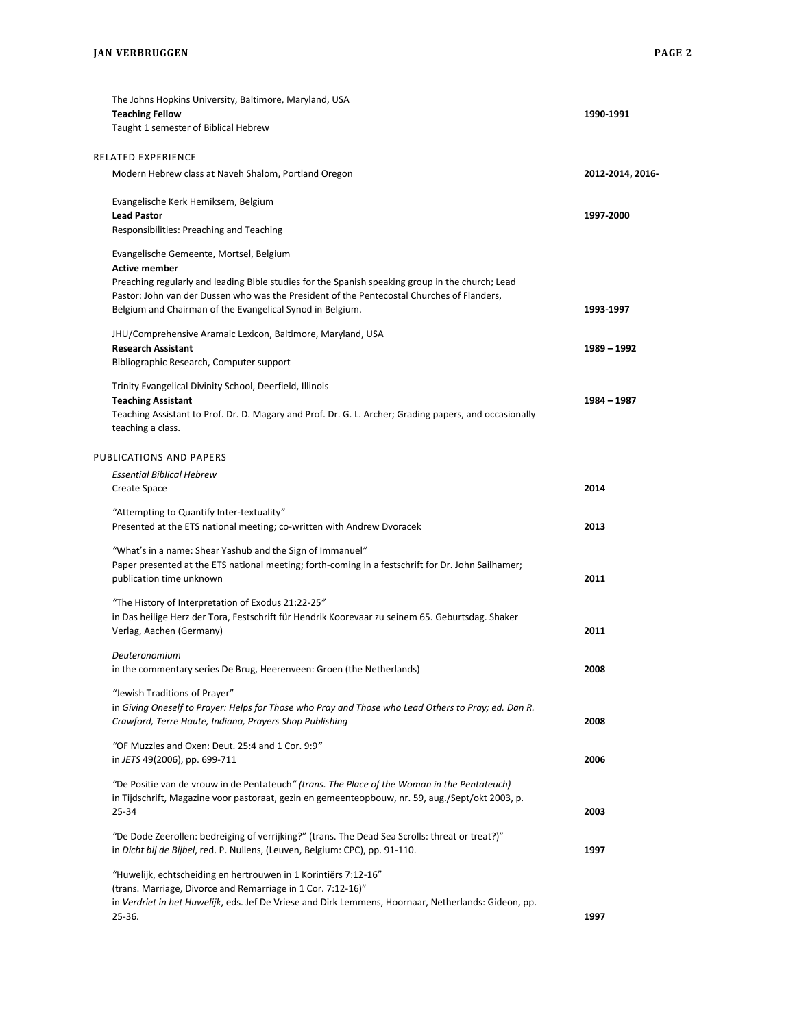The Johns Hopkins University, Baltimore, Maryland, USA
**Teaching Fellow** **1990-1991**
Taught 1 semester of Biblical Hebrew

## RELATED EXPERIENCE

Modern Hebrew class at Naveh Shalom, Portland Oregon **2012-2014, 2016-**

Evangelische Kerk Hemiksem, Belgium
**Lead Pastor** **1997-2000**
Responsibilities: Preaching and Teaching

Evangelische Gemeente, Mortsel, Belgium
**Active member**
Preaching regularly and leading Bible studies for the Spanish speaking group in the church; Lead Pastor: John van der Dussen who was the President of the Pentecostal Churches of Flanders, Belgium and Chairman of the Evangelical Synod in Belgium. **1993-1997**

JHU/Comprehensive Aramaic Lexicon, Baltimore, Maryland, USA
**Research Assistant** **1989 – 1992**
Bibliographic Research, Computer support

Trinity Evangelical Divinity School, Deerfield, Illinois
**Teaching Assistant** **1984 – 1987**
Teaching Assistant to Prof. Dr. D. Magary and Prof. Dr. G. L. Archer; Grading papers, and occasionally teaching a class.

## PUBLICATIONS AND PAPERS

*Essential Biblical Hebrew*
Create Space **2014**

*"*Attempting to Quantify Inter-textuality*"*
Presented at the ETS national meeting; co-written with Andrew Dvoracek **2013**

*"*What's in a name: Shear Yashub and the Sign of Immanuel*"*
Paper presented at the ETS national meeting; forth-coming in a festschrift for Dr. John Sailhamer; publication time unknown **2011**

*"*The History of Interpretation of Exodus 21:22-25*"*
in Das heilige Herz der Tora, Festschrift für Hendrik Koorevaar zu seinem 65. Geburtsdag. Shaker Verlag, Aachen (Germany) **2011**

*Deuteronomium*
in the commentary series De Brug, Heerenveen: Groen (the Netherlands) **2008**

*"*Jewish Traditions of Prayer"
in *Giving Oneself to Prayer: Helps for Those who Pray and Those who Lead Others to Pray; ed. Dan R. Crawford, Terre Haute, Indiana, Prayers Shop Publishing* **2008**

*"*OF Muzzles and Oxen: Deut. 25:4 and 1 Cor. 9:9*"*
in *JETS* 49(2006), pp. 699-711 **2006**

*"*De Positie van de vrouw in de Pentateuch*" (trans. The Place of the Woman in the Pentateuch)*
in Tijdschrift, Magazine voor pastoraat, gezin en gemeenteopbouw, nr. 59, aug./Sept/okt 2003, p. 25-34 **2003**

*"*De Dode Zeerollen: bedreiging of verrijking?" (trans. The Dead Sea Scrolls: threat or treat?)"
in *Dicht bij de Bijbel*, red. P. Nullens, (Leuven, Belgium: CPC), pp. 91-110. **1997**

*"*Huwelijk, echtscheiding en hertrouwen in 1 Korintiërs 7:12-16"
(trans. Marriage, Divorce and Remarriage in 1 Cor. 7:12-16)"
in *Verdriet in het Huwelijk*, eds. Jef De Vriese and Dirk Lemmens, Hoornaar, Netherlands: Gideon, pp. 25-36. **1997**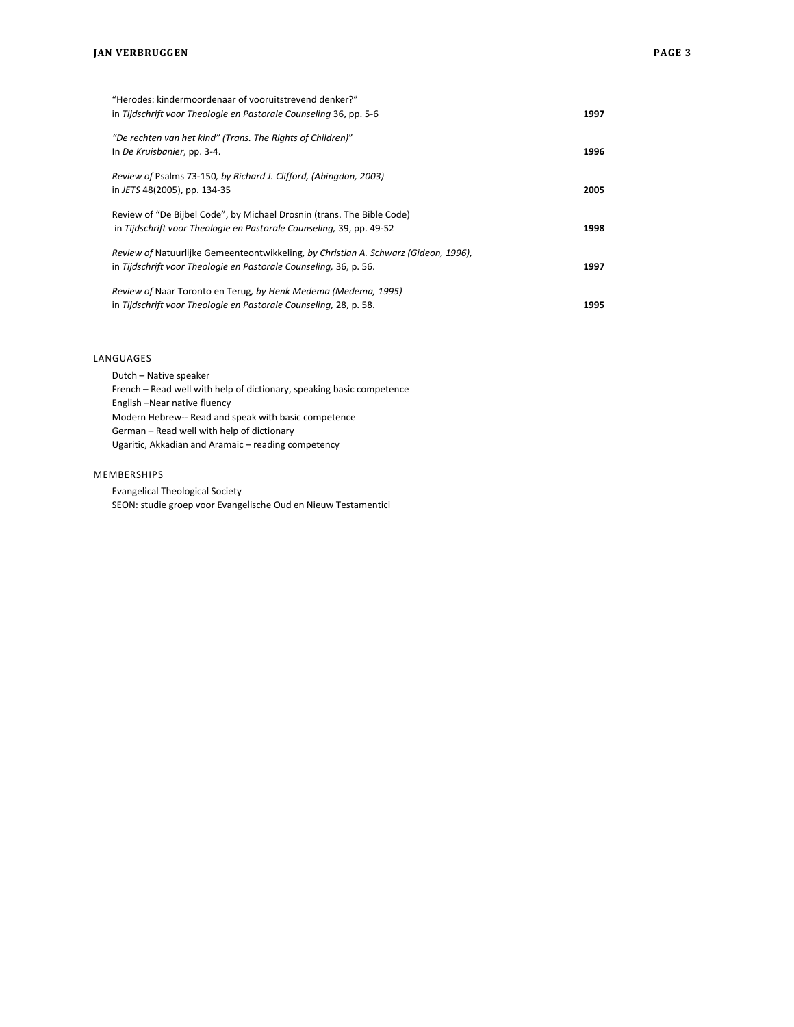"Herodes: kindermoordenaar of vooruitstrevend denker?"
in *Tijdschrift voor Theologie en Pastorale Counseling* 36, pp. 5-6 **1997**

*"De rechten van het kind" (Trans. The Rights of Children)*"
In *De Kruisbanier*, pp. 3-4. **1996**

*Review of* Psalms 73-150*, by Richard J. Clifford, (Abingdon, 2003)*
in *JETS* 48(2005), pp. 134-35 **2005**

Review of "De Bijbel Code", by Michael Drosnin (trans. The Bible Code)
in *Tijdschrift voor Theologie en Pastorale Counseling,* 39, pp. 49-52 **1998**

*Review of* Natuurlijke Gemeenteontwikkeling*, by Christian A. Schwarz (Gideon, 1996),*
in *Tijdschrift voor Theologie en Pastorale Counseling,* 36, p. 56. **1997**

*Review of* Naar Toronto en Terug*, by Henk Medema (Medema, 1995)*
in *Tijdschrift voor Theologie en Pastorale Counseling,* 28, p. 58. **1995**

## LANGUAGES

Dutch – Native speaker
French – Read well with help of dictionary, speaking basic competence
English –Near native fluency
Modern Hebrew-- Read and speak with basic competence
German – Read well with help of dictionary
Ugaritic, Akkadian and Aramaic – reading competency

## MEMBERSHIPS

Evangelical Theological Society
SEON: studie groep voor Evangelische Oud en Nieuw Testamentici